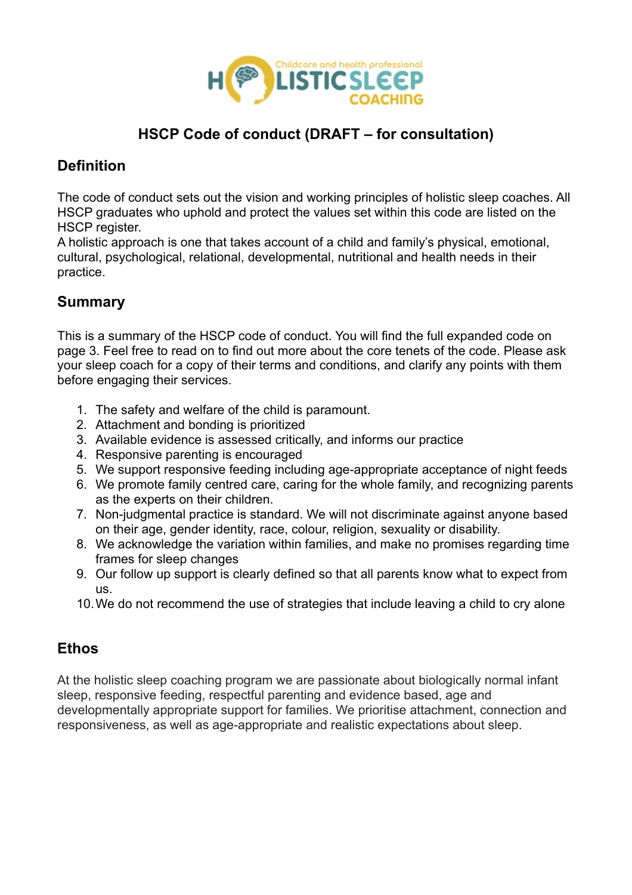# HSCP Code of conduct (DRAFT – for consultation)

## Definition

The code of conduct sets out the vision and working principles of holistic sleep coaches. All HSCP graduates who uphold and protect the values set within this code are listed on the HSCP register.
A holistic approach is one that takes account of a child and family's physical, emotional, cultural, psychological, relational, developmental, nutritional and health needs in their practice.

## Summary

This is a summary of the HSCP code of conduct. You will find the full expanded code on page 3. Feel free to read on to find out more about the core tenets of the code. Please ask your sleep coach for a copy of their terms and conditions, and clarify any points with them before engaging their services.

1. The safety and welfare of the child is paramount.
2. Attachment and bonding is prioritized
3. Available evidence is assessed critically, and informs our practice
4. Responsive parenting is encouraged
5. We support responsive feeding including age-appropriate acceptance of night feeds
6. We promote family centred care, caring for the whole family, and recognizing parents as the experts on their children.
7. Non-judgmental practice is standard. We will not discriminate against anyone based on their age, gender identity, race, colour, religion, sexuality or disability.
8. We acknowledge the variation within families, and make no promises regarding time frames for sleep changes
9. Our follow up support is clearly defined so that all parents know what to expect from us.
10. We do not recommend the use of strategies that include leaving a child to cry alone

## Ethos

At the holistic sleep coaching program we are passionate about biologically normal infant sleep, responsive feeding, respectful parenting and evidence based, age and developmentally appropriate support for families. We prioritise attachment, connection and responsiveness, as well as age-appropriate and realistic expectations about sleep.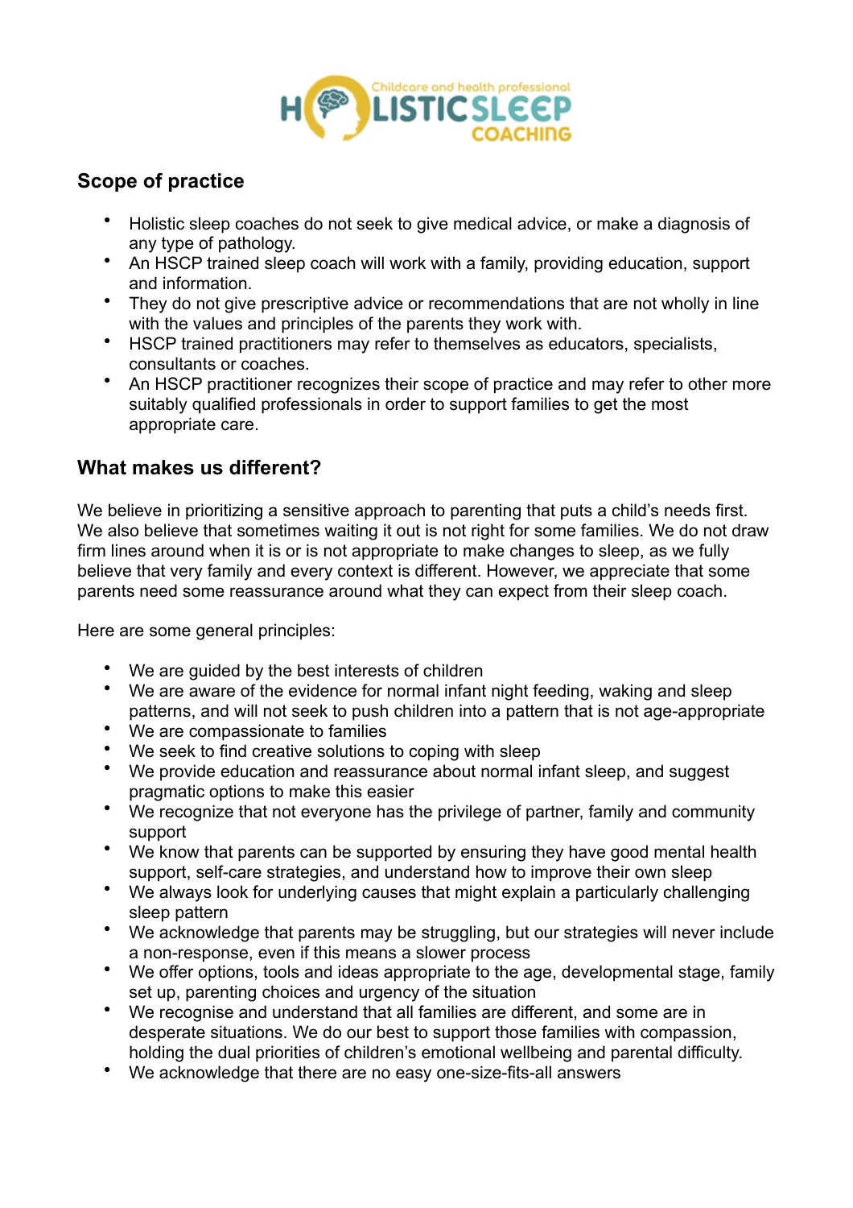## Scope of practice

- Holistic sleep coaches do not seek to give medical advice, or make a diagnosis of any type of pathology.
- An HSCP trained sleep coach will work with a family, providing education, support and information.
- They do not give prescriptive advice or recommendations that are not wholly in line with the values and principles of the parents they work with.
- HSCP trained practitioners may refer to themselves as educators, specialists, consultants or coaches.
- An HSCP practitioner recognizes their scope of practice and may refer to other more suitably qualified professionals in order to support families to get the most appropriate care.

## What makes us different?

We believe in prioritizing a sensitive approach to parenting that puts a child's needs first. We also believe that sometimes waiting it out is not right for some families. We do not draw firm lines around when it is or is not appropriate to make changes to sleep, as we fully believe that very family and every context is different. However, we appreciate that some parents need some reassurance around what they can expect from their sleep coach.

Here are some general principles:

- We are guided by the best interests of children
- We are aware of the evidence for normal infant night feeding, waking and sleep patterns, and will not seek to push children into a pattern that is not age-appropriate
- We are compassionate to families
- We seek to find creative solutions to coping with sleep
- We provide education and reassurance about normal infant sleep, and suggest pragmatic options to make this easier
- We recognize that not everyone has the privilege of partner, family and community support
- We know that parents can be supported by ensuring they have good mental health support, self-care strategies, and understand how to improve their own sleep
- We always look for underlying causes that might explain a particularly challenging sleep pattern
- We acknowledge that parents may be struggling, but our strategies will never include a non-response, even if this means a slower process
- We offer options, tools and ideas appropriate to the age, developmental stage, family set up, parenting choices and urgency of the situation
- We recognise and understand that all families are different, and some are in desperate situations. We do our best to support those families with compassion, holding the dual priorities of children's emotional wellbeing and parental difficulty.
- We acknowledge that there are no easy one-size-fits-all answers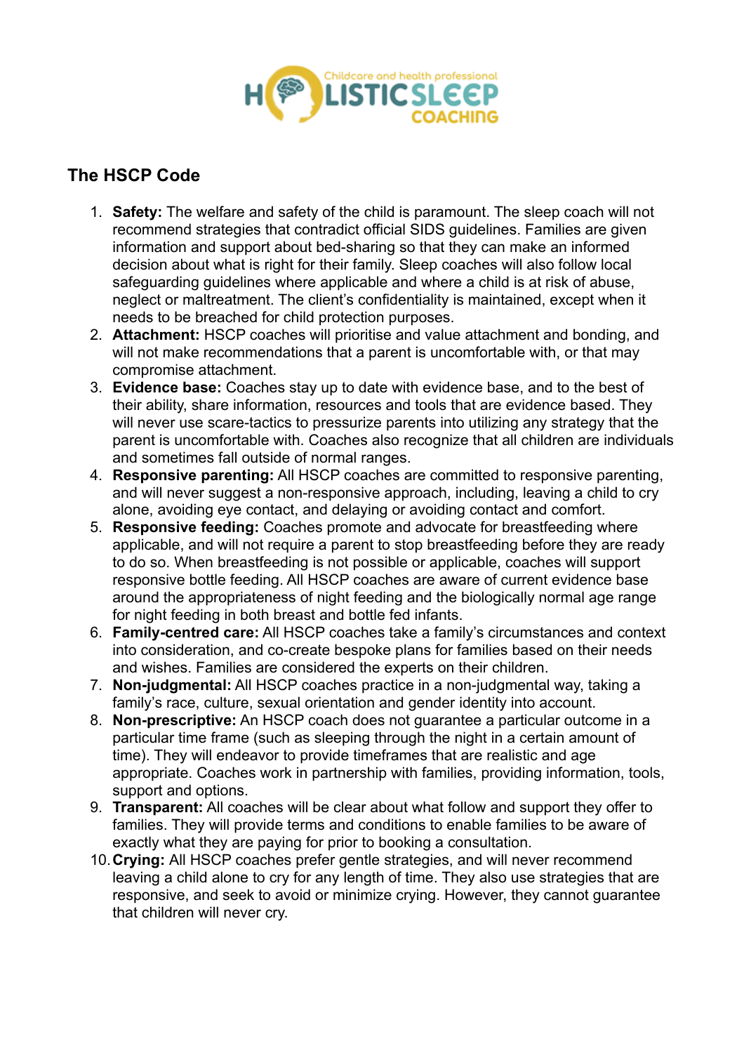## The HSCP Code

1. **Safety:** The welfare and safety of the child is paramount. The sleep coach will not recommend strategies that contradict official SIDS guidelines. Families are given information and support about bed-sharing so that they can make an informed decision about what is right for their family. Sleep coaches will also follow local safeguarding guidelines where applicable and where a child is at risk of abuse, neglect or maltreatment. The client's confidentiality is maintained, except when it needs to be breached for child protection purposes.
2. **Attachment:** HSCP coaches will prioritise and value attachment and bonding, and will not make recommendations that a parent is uncomfortable with, or that may compromise attachment.
3. **Evidence base:** Coaches stay up to date with evidence base, and to the best of their ability, share information, resources and tools that are evidence based. They will never use scare-tactics to pressurize parents into utilizing any strategy that the parent is uncomfortable with. Coaches also recognize that all children are individuals and sometimes fall outside of normal ranges.
4. **Responsive parenting:** All HSCP coaches are committed to responsive parenting, and will never suggest a non-responsive approach, including, leaving a child to cry alone, avoiding eye contact, and delaying or avoiding contact and comfort.
5. **Responsive feeding:** Coaches promote and advocate for breastfeeding where applicable, and will not require a parent to stop breastfeeding before they are ready to do so. When breastfeeding is not possible or applicable, coaches will support responsive bottle feeding. All HSCP coaches are aware of current evidence base around the appropriateness of night feeding and the biologically normal age range for night feeding in both breast and bottle fed infants.
6. **Family-centred care:** All HSCP coaches take a family's circumstances and context into consideration, and co-create bespoke plans for families based on their needs and wishes. Families are considered the experts on their children.
7. **Non-judgmental:** All HSCP coaches practice in a non-judgmental way, taking a family's race, culture, sexual orientation and gender identity into account.
8. **Non-prescriptive:** An HSCP coach does not guarantee a particular outcome in a particular time frame (such as sleeping through the night in a certain amount of time). They will endeavor to provide timeframes that are realistic and age appropriate. Coaches work in partnership with families, providing information, tools, support and options.
9. **Transparent:** All coaches will be clear about what follow and support they offer to families. They will provide terms and conditions to enable families to be aware of exactly what they are paying for prior to booking a consultation.
10. **Crying:** All HSCP coaches prefer gentle strategies, and will never recommend leaving a child alone to cry for any length of time. They also use strategies that are responsive, and seek to avoid or minimize crying. However, they cannot guarantee that children will never cry.